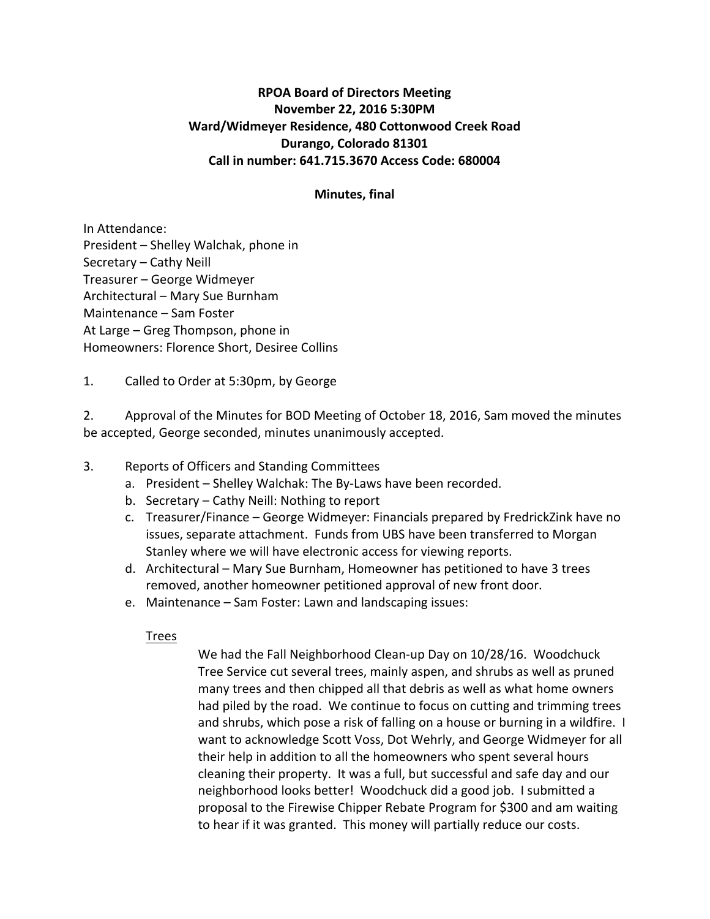**RPOA Board of Directors Meeting**
**November 22, 2016 5:30PM**
**Ward/Widmeyer Residence, 480 Cottonwood Creek Road**
**Durango, Colorado 81301**
**Call in number: 641.715.3670 Access Code: 680004**

**Minutes, final**

In Attendance:
President – Shelley Walchak, phone in
Secretary – Cathy Neill
Treasurer – George Widmeyer
Architectural – Mary Sue Burnham
Maintenance – Sam Foster
At Large – Greg Thompson, phone in
Homeowners: Florence Short, Desiree Collins

1. Called to Order at 5:30pm, by George

2. Approval of the Minutes for BOD Meeting of October 18, 2016, Sam moved the minutes be accepted, George seconded, minutes unanimously accepted.

3. Reports of Officers and Standing Committees
   a. President – Shelley Walchak: The By-Laws have been recorded.
   b. Secretary – Cathy Neill: Nothing to report
   c. Treasurer/Finance – George Widmeyer: Financials prepared by FredrickZink have no issues, separate attachment. Funds from UBS have been transferred to Morgan Stanley where we will have electronic access for viewing reports.
   d. Architectural – Mary Sue Burnham, Homeowner has petitioned to have 3 trees removed, another homeowner petitioned approval of new front door.
   e. Maintenance – Sam Foster: Lawn and landscaping issues:

      <u>Trees</u>

      We had the Fall Neighborhood Clean-up Day on 10/28/16. Woodchuck Tree Service cut several trees, mainly aspen, and shrubs as well as pruned many trees and then chipped all that debris as well as what home owners had piled by the road. We continue to focus on cutting and trimming trees and shrubs, which pose a risk of falling on a house or burning in a wildfire. I want to acknowledge Scott Voss, Dot Wehrly, and George Widmeyer for all their help in addition to all the homeowners who spent several hours cleaning their property. It was a full, but successful and safe day and our neighborhood looks better! Woodchuck did a good job. I submitted a proposal to the Firewise Chipper Rebate Program for $300 and am waiting to hear if it was granted. This money will partially reduce our costs.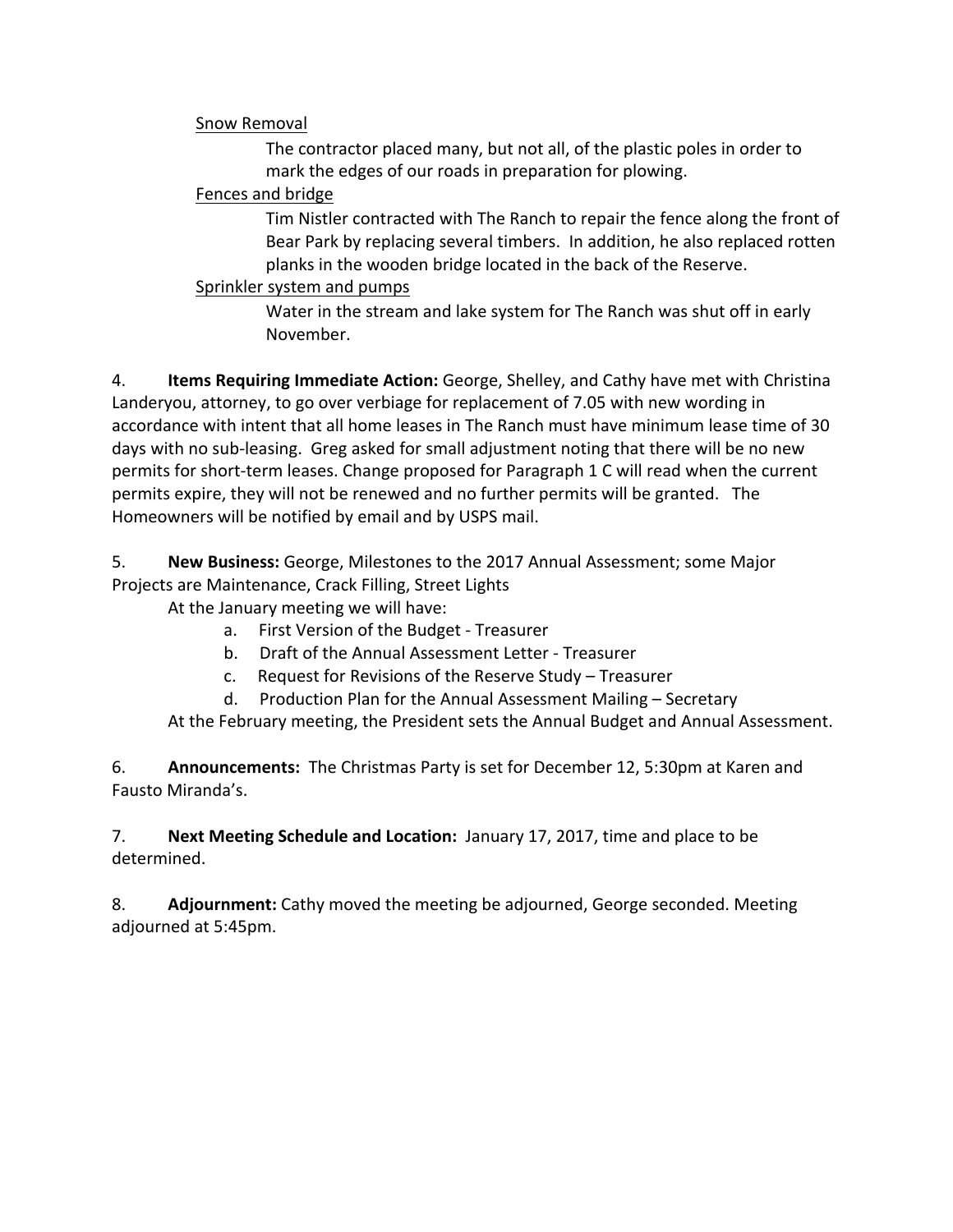Snow Removal

The contractor placed many, but not all, of the plastic poles in order to mark the edges of our roads in preparation for plowing.

Fences and bridge

Tim Nistler contracted with The Ranch to repair the fence along the front of Bear Park by replacing several timbers. In addition, he also replaced rotten planks in the wooden bridge located in the back of the Reserve.

Sprinkler system and pumps

Water in the stream and lake system for The Ranch was shut off in early November.

4. **Items Requiring Immediate Action:** George, Shelley, and Cathy have met with Christina Landeryou, attorney, to go over verbiage for replacement of 7.05 with new wording in accordance with intent that all home leases in The Ranch must have minimum lease time of 30 days with no sub-leasing. Greg asked for small adjustment noting that there will be no new permits for short-term leases. Change proposed for Paragraph 1 C will read when the current permits expire, they will not be renewed and no further permits will be granted. The Homeowners will be notified by email and by USPS mail.

5. **New Business:** George, Milestones to the 2017 Annual Assessment; some Major Projects are Maintenance, Crack Filling, Street Lights

At the January meeting we will have:

a. First Version of the Budget - Treasurer
b. Draft of the Annual Assessment Letter - Treasurer
c. Request for Revisions of the Reserve Study – Treasurer
d. Production Plan for the Annual Assessment Mailing – Secretary

At the February meeting, the President sets the Annual Budget and Annual Assessment.

6. **Announcements:** The Christmas Party is set for December 12, 5:30pm at Karen and Fausto Miranda's.

7. **Next Meeting Schedule and Location:** January 17, 2017, time and place to be determined.

8. **Adjournment:** Cathy moved the meeting be adjourned, George seconded. Meeting adjourned at 5:45pm.